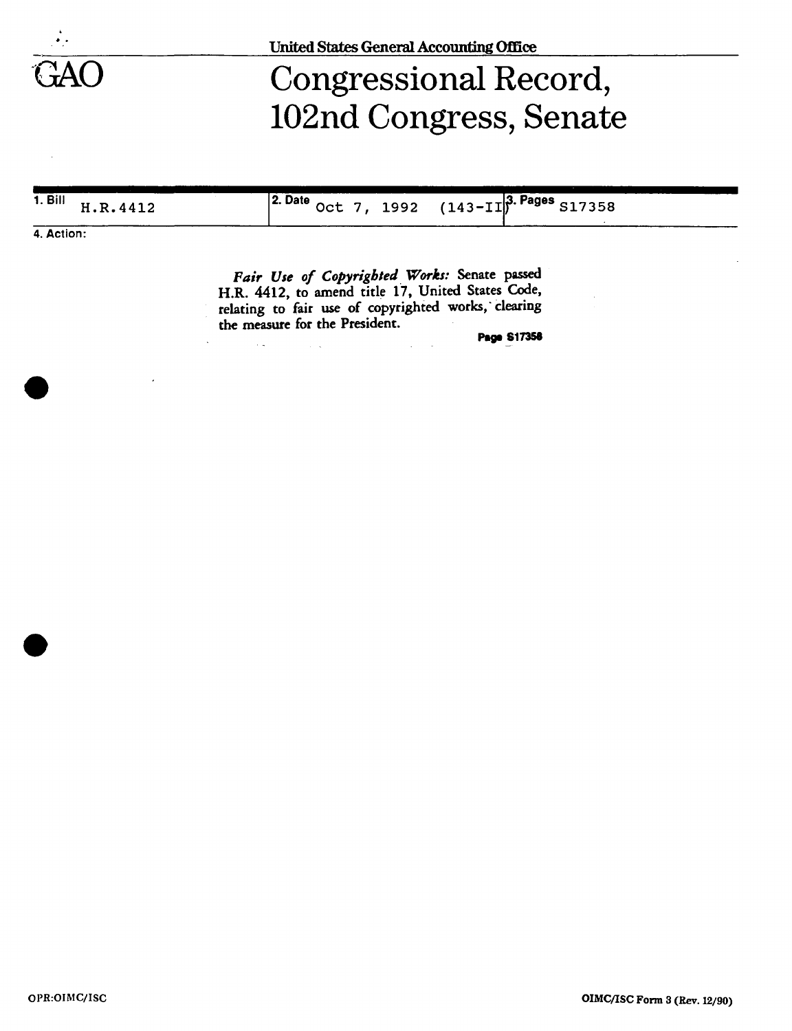United States General Accounting Office

GAO

# Congressional Record, 102nd Congress, Senate

| 1. Bill H.R.4412 | 2. Date Oct 7, 1992 (143-II) | 3. Pages S17358 |
|---|---|---|

4. Action:

*Fair Use of Copyrighted Works:* Senate passed H.R. 4412, to amend title 17, United States Code, relating to fair use of copyrighted works, clearing the measure for the President.

**Page S17358**

OPR:OIMC/ISC

OIMC/ISC Form 3 (Rev. 12/90)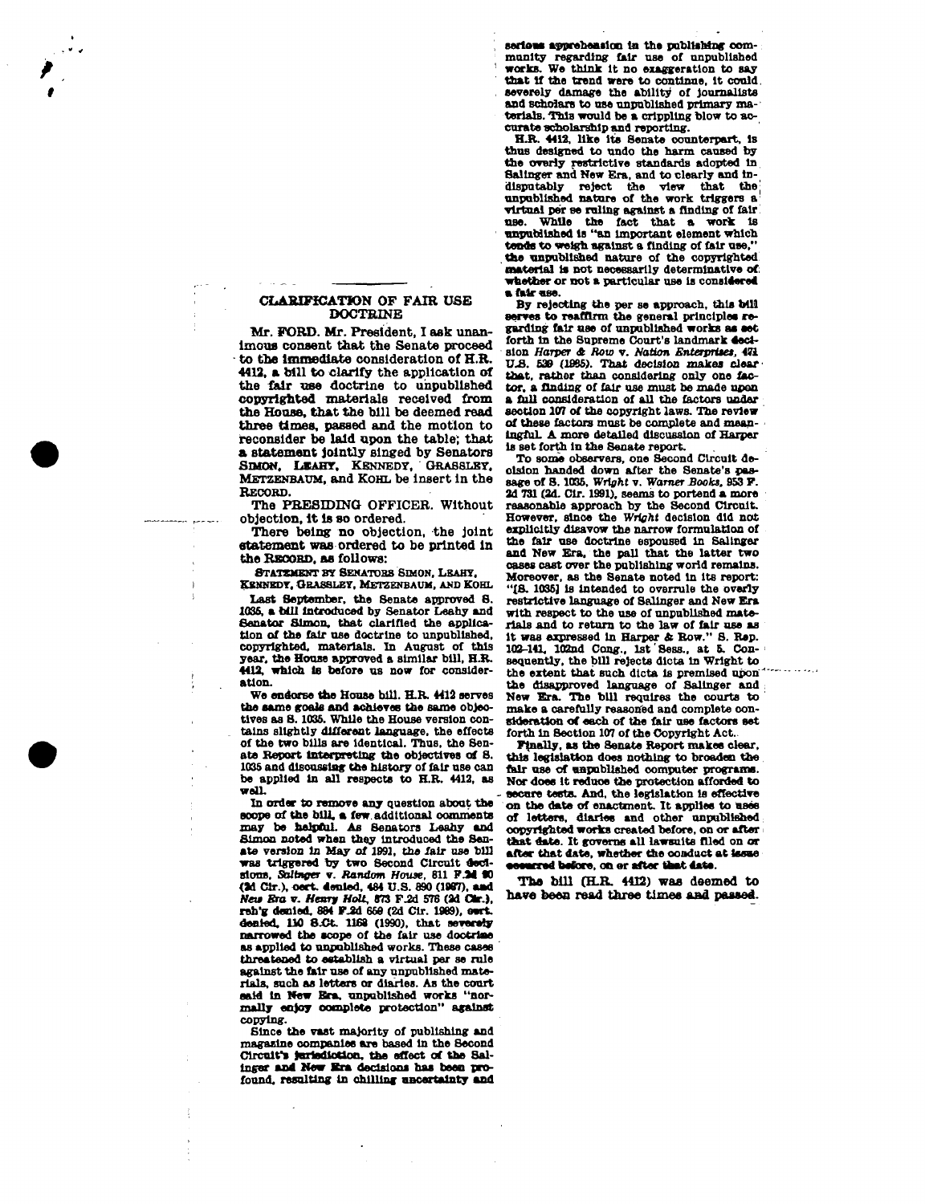## CLARIFICATION OF FAIR USE DOCTRINE

Mr. FORD. Mr. President, I ask unanimous consent that the Senate proceed to the immediate consideration of H.R. 4412, a bill to clarify the application of the fair use doctrine to unpublished copyrighted materials received from the House, that the bill be deemed read three times, passed and the motion to reconsider be laid upon the table; that a statement jointly singed by Senators SIMON, LEAHY, KENNEDY, GRASSLEY, METZENBAUM, and KOHL be insert in the RECORD.

The PRESIDING OFFICER. Without objection, it is so ordered.

There being no objection, the joint statement was ordered to be printed in the RECORD, as follows:

STATEMENT BY SENATORS SIMON, LEAHY, KENNEDY, GRASSLEY, METZENBAUM, AND KOHL

Last September, the Senate approved S. 1035, a bill introduced by Senator Leahy and Senator Simon, that clarified the application of the fair use doctrine to unpublished, copyrighted, materials. In August of this year, the House approved a similar bill, H.R. 4412, which is before us now for consideration.

We endorse the House bill. H.R. 4412 serves the same goals and achieves the same objectives as S. 1035. While the House version contains slightly different language, the effects of the two bills are identical. Thus, the Senate Report interpreting the objectives of S. 1035 and discussing the history of fair use can be applied in all respects to H.R. 4412, as well.

In order to remove any question about the scope of the bill, a few additional comments may be helpful. As Senators Leahy and Simon noted when they introduced the Senate version in May of 1991, the fair use bill was triggered by two Second Circuit decisions, *Salinger* v. *Random House*, 811 F.2d 90 (2d Cir.), cert. denied, 484 U.S. 890 (1987), and *New Era* v. *Henry Holt*, 873 F.2d 576 (2d Cir.), reh'g denied, 884 F.2d 659 (2d Cir. 1989), cert. denied, 110 S.Ct. 1168 (1990), that severely narrowed the scope of the fair use doctrine as applied to unpublished works. These cases threatened to establish a virtual per se rule against the fair use of any unpublished materials, such as letters or diaries. As the court said in New Era, unpublished works "normally enjoy complete protection" against copying.

Since the vast majority of publishing and magazine companies are based in the Second Circuit's jurisdiction, the effect of the Salinger and New Era decisions has been profound, resulting in chilling uncertainty and serious apprehension in the publishing community regarding fair use of unpublished works. We think it no exaggeration to say that if the trend were to continue, it could severely damage the ability of journalists and scholars to use unpublished primary materials. This would be a crippling blow to accurate scholarship and reporting.

H.R. 4412, like its Senate counterpart, is thus designed to undo the harm caused by the overly restrictive standards adopted in Salinger and New Era, and to clearly and indisputably reject the view that the unpublished nature of the work triggers a virtual per se ruling against a finding of fair use. While the fact that a work is unpublished is "an important element which tends to weigh against a finding of fair use," the unpublished nature of the copyrighted material is not necessarily determinative of whether or not a particular use is considered a fair use.

By rejecting the per se approach, this bill serves to reaffirm the general principles regarding fair use of unpublished works as set forth in the Supreme Court's landmark decision *Harper & Row* v. *Nation Enterprises*, 471 U.S. 539 (1985). That decision makes clear that, rather than considering only one factor, a finding of fair use must be made upon a full consideration of all the factors under section 107 of the copyright laws. The review of these factors must be complete and meaningful. A more detailed discussion of Harper is set forth in the Senate report.

To some observers, one Second Circuit decision handed down after the Senate's passage of S. 1035, *Wright* v. *Warner Books*, 953 F. 2d 731 (2d. Cir. 1991), seems to portend a more reasonable approach by the Second Circuit. However, since the *Wright* decision did not explicitly disavow the narrow formulation of the fair use doctrine espoused in Salinger and New Era, the pall that the latter two cases cast over the publishing world remains. Moreover, as the Senate noted in its report: "[S. 1035] is intended to overrule the overly restrictive language of Salinger and New Era with respect to the use of unpublished materials and to return to the law of fair use as it was expressed in Harper & Row." S. Rep. 102-141, 102nd Cong., 1st Sess., at 5. Consequently, the bill rejects dicta in Wright to the extent that such dicta is premised upon the disapproved language of Salinger and New Era. The bill requires the courts to make a carefully reasoned and complete consideration of each of the fair use factors set forth in Section 107 of the Copyright Act.

Finally, as the Senate Report makes clear, this legislation does nothing to broaden the fair use of unpublished computer programs. Nor does it reduce the protection afforded to secure tests. And, the legislation is effective on the date of enactment. It applies to uses of letters, diaries and other unpublished copyrighted works created before, on or after that date. It governs all lawsuits filed on or after that date, whether the conduct at issue occurred before, on or after that date.

The bill (H.R. 4412) was deemed to have been read three times and passed.